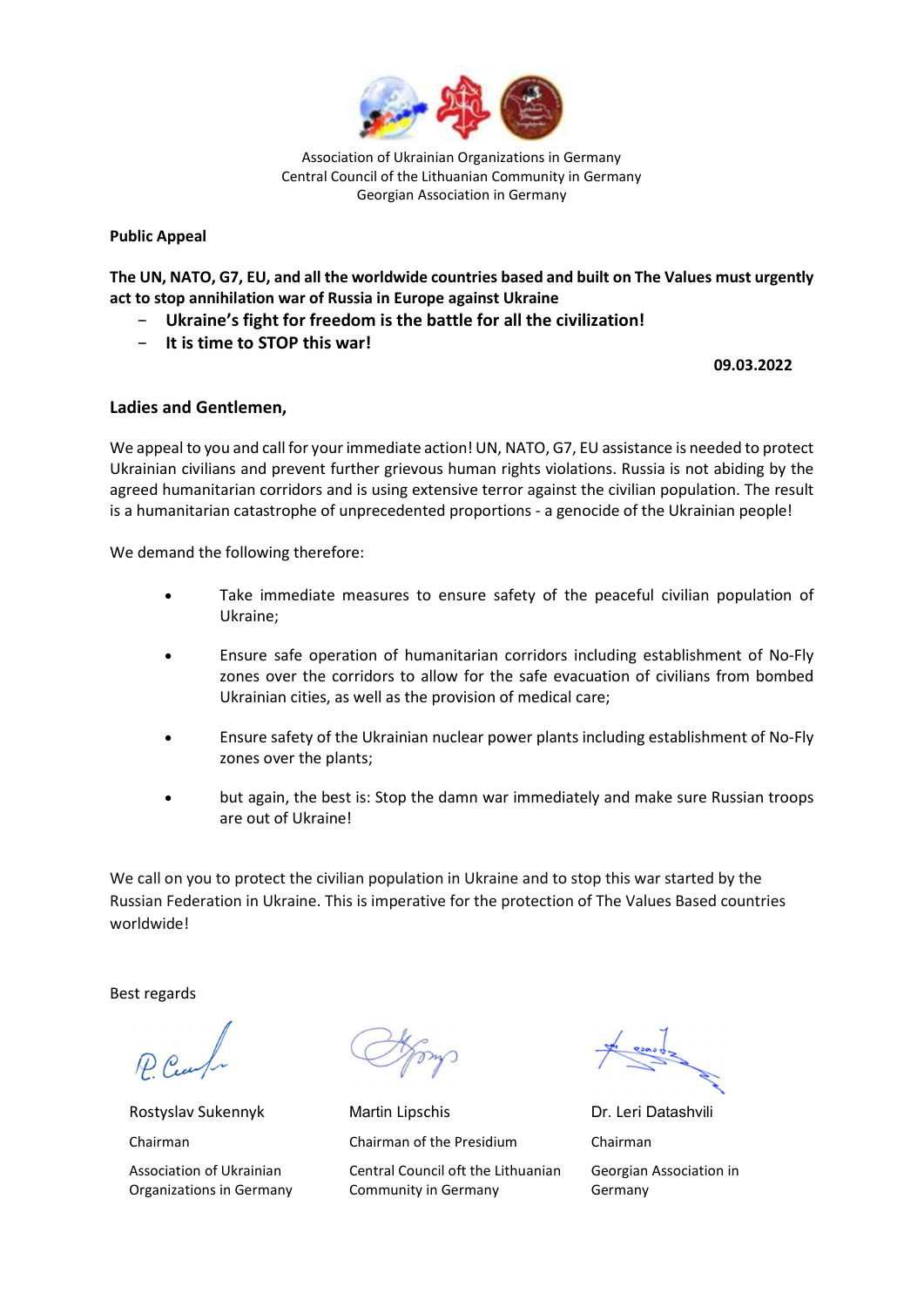Association of Ukrainian Organizations in Germany
Central Council of the Lithuanian Community in Germany
Georgian Association in Germany

**Public Appeal**

**The UN, NATO, G7, EU, and all the worldwide countries based and built on The Values must urgently act to stop annihilation war of Russia in Europe against Ukraine**

- **Ukraine's fight for freedom is the battle for all the civilization!**
- **It is time to STOP this war!**

**09.03.2022**

**Ladies and Gentlemen,**

We appeal to you and call for your immediate action! UN, NATO, G7, EU assistance is needed to protect Ukrainian civilians and prevent further grievous human rights violations. Russia is not abiding by the agreed humanitarian corridors and is using extensive terror against the civilian population. The result is a humanitarian catastrophe of unprecedented proportions - a genocide of the Ukrainian people!

We demand the following therefore:

- Take immediate measures to ensure safety of the peaceful civilian population of Ukraine;
- Ensure safe operation of humanitarian corridors including establishment of No-Fly zones over the corridors to allow for the safe evacuation of civilians from bombed Ukrainian cities, as well as the provision of medical care;
- Ensure safety of the Ukrainian nuclear power plants including establishment of No-Fly zones over the plants;
- but again, the best is: Stop the damn war immediately and make sure Russian troops are out of Ukraine!

We call on you to protect the civilian population in Ukraine and to stop this war started by the Russian Federation in Ukraine. This is imperative for the protection of The Values Based countries worldwide!

Best regards

Rostyslav Sukennyk
Chairman
Association of Ukrainian Organizations in Germany

Martin Lipschis
Chairman of the Presidium
Central Council oft the Lithuanian Community in Germany

Dr. Leri Datashvili
Chairman
Georgian Association in Germany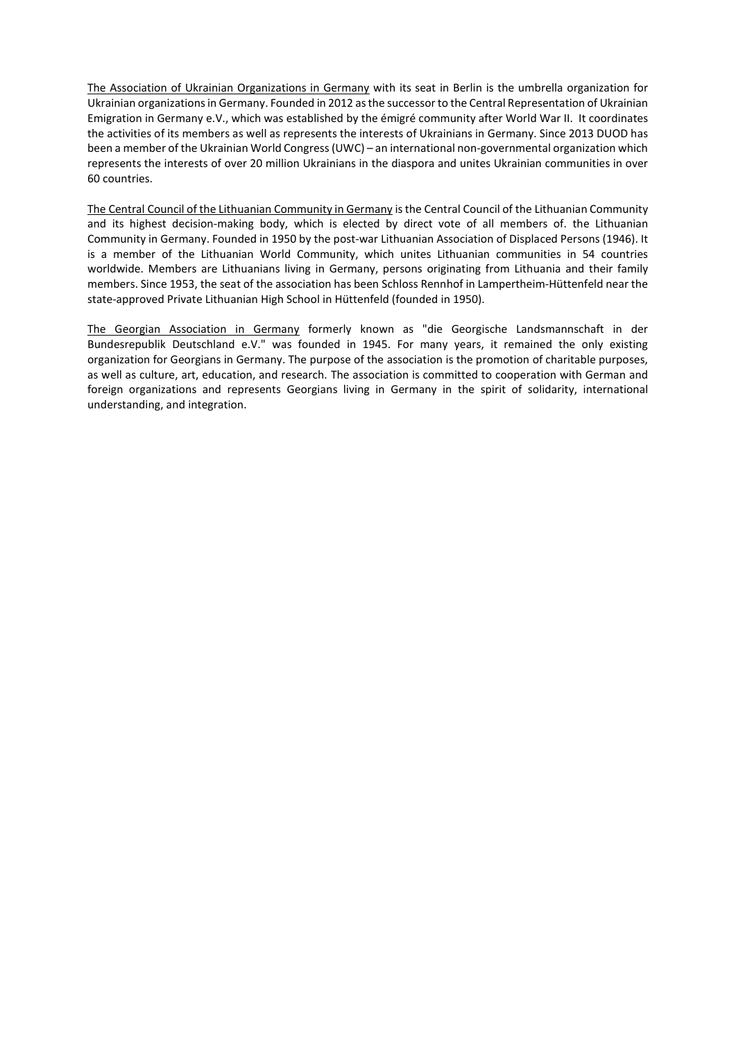The Association of Ukrainian Organizations in Germany with its seat in Berlin is the umbrella organization for Ukrainian organizations in Germany. Founded in 2012 as the successor to the Central Representation of Ukrainian Emigration in Germany e.V., which was established by the émigré community after World War II. It coordinates the activities of its members as well as represents the interests of Ukrainians in Germany. Since 2013 DUOD has been a member of the Ukrainian World Congress (UWC) – an international non-governmental organization which represents the interests of over 20 million Ukrainians in the diaspora and unites Ukrainian communities in over 60 countries.

The Central Council of the Lithuanian Community in Germany is the Central Council of the Lithuanian Community and its highest decision-making body, which is elected by direct vote of all members of. the Lithuanian Community in Germany. Founded in 1950 by the post-war Lithuanian Association of Displaced Persons (1946). It is a member of the Lithuanian World Community, which unites Lithuanian communities in 54 countries worldwide. Members are Lithuanians living in Germany, persons originating from Lithuania and their family members. Since 1953, the seat of the association has been Schloss Rennhof in Lampertheim-Hüttenfeld near the state-approved Private Lithuanian High School in Hüttenfeld (founded in 1950).

The Georgian Association in Germany formerly known as "die Georgische Landsmannschaft in der Bundesrepublik Deutschland e.V." was founded in 1945. For many years, it remained the only existing organization for Georgians in Germany. The purpose of the association is the promotion of charitable purposes, as well as culture, art, education, and research. The association is committed to cooperation with German and foreign organizations and represents Georgians living in Germany in the spirit of solidarity, international understanding, and integration.